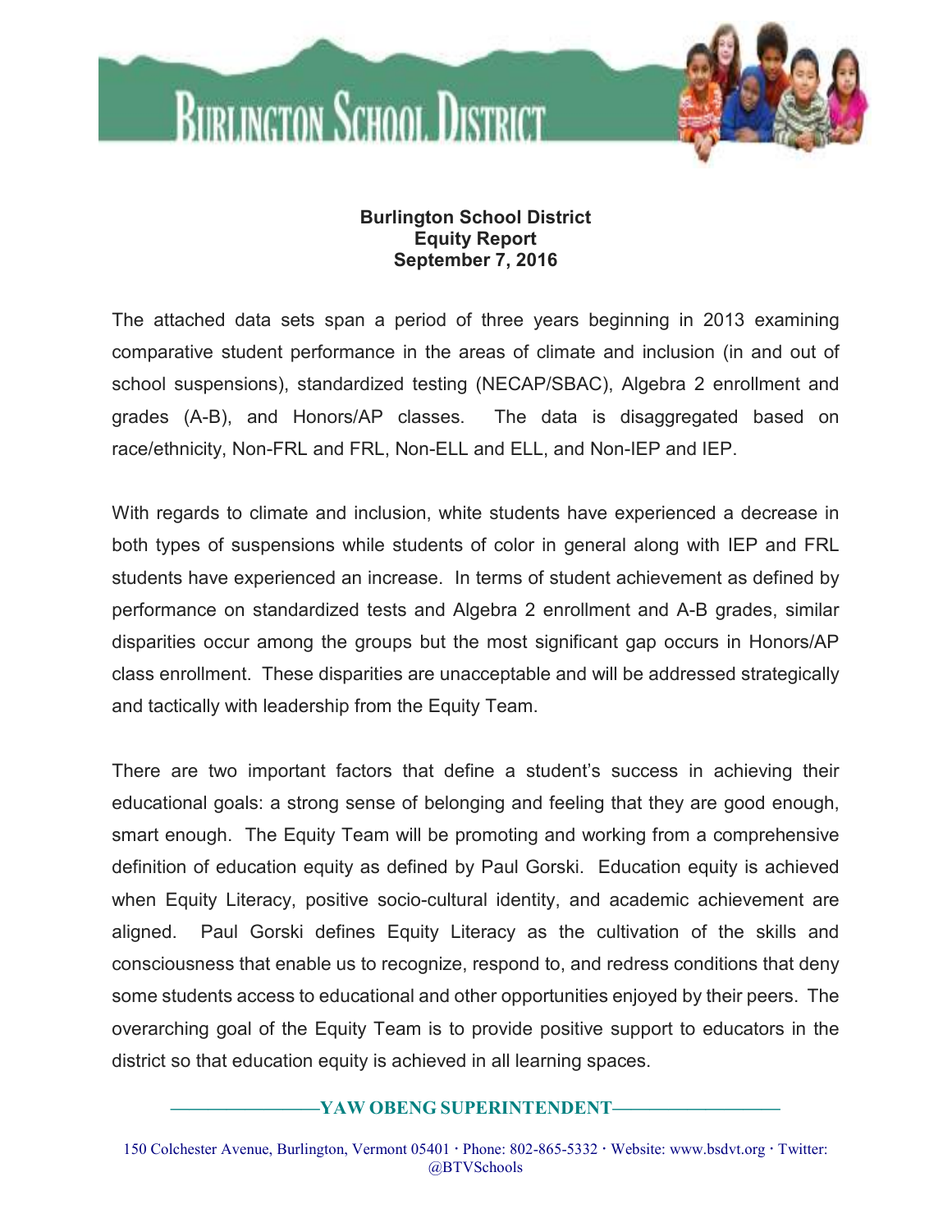# Burlington School District

**Burlington School District**
**Equity Report**
**September 7, 2016**

The attached data sets span a period of three years beginning in 2013 examining comparative student performance in the areas of climate and inclusion (in and out of school suspensions), standardized testing (NECAP/SBAC), Algebra 2 enrollment and grades (A-B), and Honors/AP classes. The data is disaggregated based on race/ethnicity, Non-FRL and FRL, Non-ELL and ELL, and Non-IEP and IEP.

With regards to climate and inclusion, white students have experienced a decrease in both types of suspensions while students of color in general along with IEP and FRL students have experienced an increase. In terms of student achievement as defined by performance on standardized tests and Algebra 2 enrollment and A-B grades, similar disparities occur among the groups but the most significant gap occurs in Honors/AP class enrollment. These disparities are unacceptable and will be addressed strategically and tactically with leadership from the Equity Team.

There are two important factors that define a student's success in achieving their educational goals: a strong sense of belonging and feeling that they are good enough, smart enough. The Equity Team will be promoting and working from a comprehensive definition of education equity as defined by Paul Gorski. Education equity is achieved when Equity Literacy, positive socio-cultural identity, and academic achievement are aligned. Paul Gorski defines Equity Literacy as the cultivation of the skills and consciousness that enable us to recognize, respond to, and redress conditions that deny some students access to educational and other opportunities enjoyed by their peers. The overarching goal of the Equity Team is to provide positive support to educators in the district so that education equity is achieved in all learning spaces.

**YAW OBENG SUPERINTENDENT**

150 Colchester Avenue, Burlington, Vermont 05401 · Phone: 802-865-5332 · Website: www.bsdvt.org · Twitter: @BTVSchools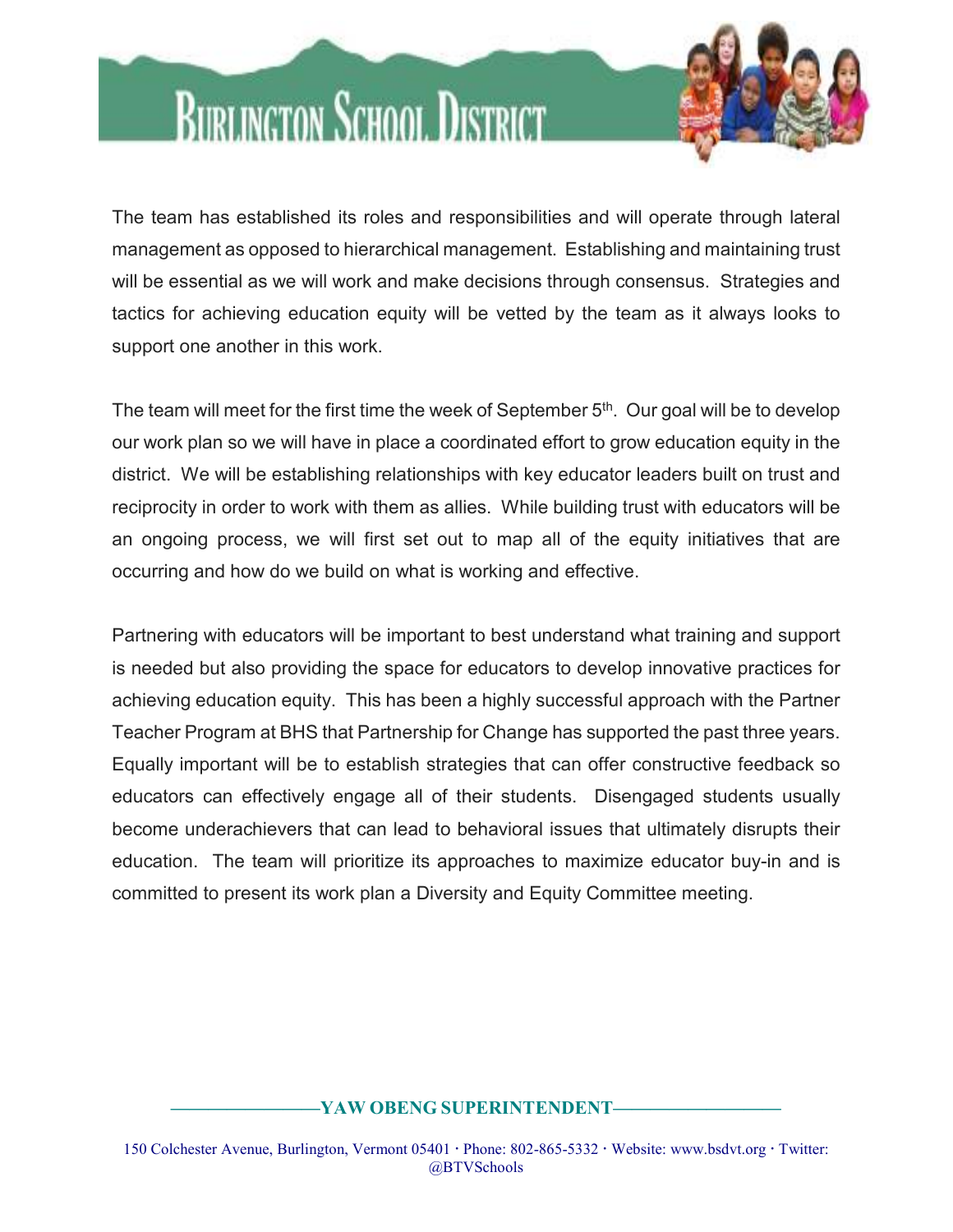The team has established its roles and responsibilities and will operate through lateral management as opposed to hierarchical management. Establishing and maintaining trust will be essential as we will work and make decisions through consensus. Strategies and tactics for achieving education equity will be vetted by the team as it always looks to support one another in this work.

The team will meet for the first time the week of September 5th. Our goal will be to develop our work plan so we will have in place a coordinated effort to grow education equity in the district. We will be establishing relationships with key educator leaders built on trust and reciprocity in order to work with them as allies. While building trust with educators will be an ongoing process, we will first set out to map all of the equity initiatives that are occurring and how do we build on what is working and effective.

Partnering with educators will be important to best understand what training and support is needed but also providing the space for educators to develop innovative practices for achieving education equity. This has been a highly successful approach with the Partner Teacher Program at BHS that Partnership for Change has supported the past three years. Equally important will be to establish strategies that can offer constructive feedback so educators can effectively engage all of their students. Disengaged students usually become underachievers that can lead to behavioral issues that ultimately disrupts their education. The team will prioritize its approaches to maximize educator buy-in and is committed to present its work plan a Diversity and Equity Committee meeting.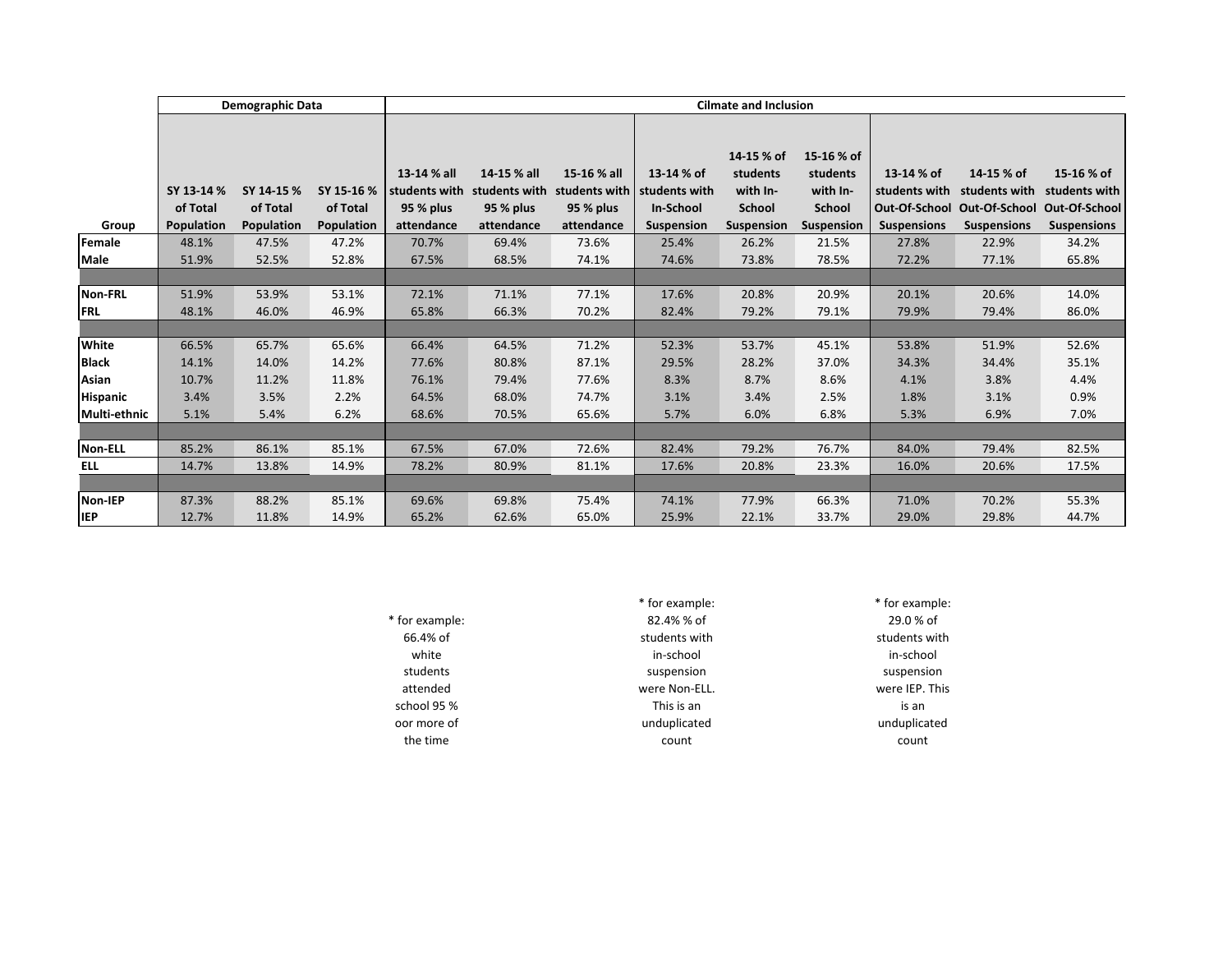| | Demographic Data | | | Cilmate and Inclusion | | | | | | | | |
|---|---|---|---|---|---|---|---|---|---|---|---|---|
| Group | SY 13-14 % of Total Population | SY 14-15 % of Total Population | SY 15-16 % of Total Population | 13-14 % all students with 95 % plus attendance | 14-15 % all students with 95 % plus attendance | 15-16 % all students with 95 % plus attendance | 13-14 % of students with In-School Suspension | 14-15 % of students with In-School Suspension | 15-16 % of students with In-School Suspension | 13-14 % of students with Out-Of-School Suspensions | 14-15 % of students with Out-Of-School Suspensions | 15-16 % of students with Out-Of-School Suspensions |
| **Female** | 48.1% | 47.5% | 47.2% | 70.7% | 69.4% | 73.6% | 25.4% | 26.2% | 21.5% | 27.8% | 22.9% | 34.2% |
| **Male** | 51.9% | 52.5% | 52.8% | 67.5% | 68.5% | 74.1% | 74.6% | 73.8% | 78.5% | 72.2% | 77.1% | 65.8% |
| | | | | | | | | | | | | |
| **Non-FRL** | 51.9% | 53.9% | 53.1% | 72.1% | 71.1% | 77.1% | 17.6% | 20.8% | 20.9% | 20.1% | 20.6% | 14.0% |
| **FRL** | 48.1% | 46.0% | 46.9% | 65.8% | 66.3% | 70.2% | 82.4% | 79.2% | 79.1% | 79.9% | 79.4% | 86.0% |
| | | | | | | | | | | | | |
| **White** | 66.5% | 65.7% | 65.6% | 66.4% | 64.5% | 71.2% | 52.3% | 53.7% | 45.1% | 53.8% | 51.9% | 52.6% |
| **Black** | 14.1% | 14.0% | 14.2% | 77.6% | 80.8% | 87.1% | 29.5% | 28.2% | 37.0% | 34.3% | 34.4% | 35.1% |
| **Asian** | 10.7% | 11.2% | 11.8% | 76.1% | 79.4% | 77.6% | 8.3% | 8.7% | 8.6% | 4.1% | 3.8% | 4.4% |
| **Hispanic** | 3.4% | 3.5% | 2.2% | 64.5% | 68.0% | 74.7% | 3.1% | 3.4% | 2.5% | 1.8% | 3.1% | 0.9% |
| **Multi-ethnic** | 5.1% | 5.4% | 6.2% | 68.6% | 70.5% | 65.6% | 5.7% | 6.0% | 6.8% | 5.3% | 6.9% | 7.0% |
| | | | | | | | | | | | | |
| **Non-ELL** | 85.2% | 86.1% | 85.1% | 67.5% | 67.0% | 72.6% | 82.4% | 79.2% | 76.7% | 84.0% | 79.4% | 82.5% |
| **ELL** | 14.7% | 13.8% | 14.9% | 78.2% | 80.9% | 81.1% | 17.6% | 20.8% | 23.3% | 16.0% | 20.6% | 17.5% |
| | | | | | | | | | | | | |
| **Non-IEP** | 87.3% | 88.2% | 85.1% | 69.6% | 69.8% | 75.4% | 74.1% | 77.9% | 66.3% | 71.0% | 70.2% | 55.3% |
| **IEP** | 12.7% | 11.8% | 14.9% | 65.2% | 62.6% | 65.0% | 25.9% | 22.1% | 33.7% | 29.0% | 29.8% | 44.7% |

* for example: 66.4% of white students attended school 95 % oor more of the time

* for example: 82.4% % of students with in-school suspension were Non-ELL. This is an unduplicated count

* for example: 29.0 % of students with in-school suspension were IEP. This is an unduplicated count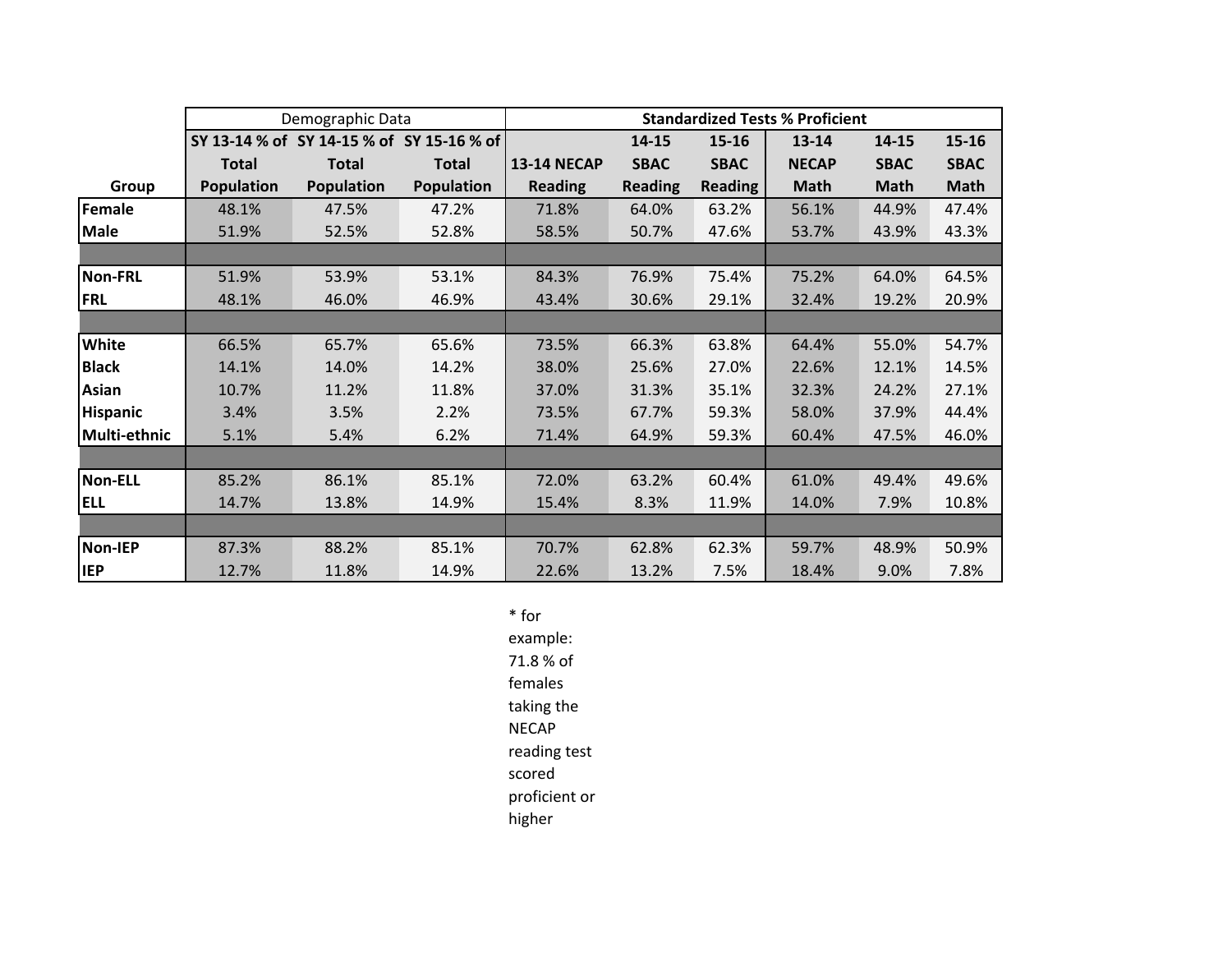| | Demographic Data | | | Standardized Tests % Proficient | | | | | |
|---|---|---|---|---|---|---|---|---|---|
| Group | SY 13-14 % of Total Population | SY 14-15 % of Total Population | SY 15-16 % of Total Population | 13-14 NECAP Reading | 14-15 SBAC Reading | 15-16 SBAC Reading | 13-14 NECAP Math | 14-15 SBAC Math | 15-16 SBAC Math |
| Female | 48.1% | 47.5% | 47.2% | 71.8% | 64.0% | 63.2% | 56.1% | 44.9% | 47.4% |
| Male | 51.9% | 52.5% | 52.8% | 58.5% | 50.7% | 47.6% | 53.7% | 43.9% | 43.3% |
| | | | | | | | | | |
| Non-FRL | 51.9% | 53.9% | 53.1% | 84.3% | 76.9% | 75.4% | 75.2% | 64.0% | 64.5% |
| FRL | 48.1% | 46.0% | 46.9% | 43.4% | 30.6% | 29.1% | 32.4% | 19.2% | 20.9% |
| | | | | | | | | | |
| White | 66.5% | 65.7% | 65.6% | 73.5% | 66.3% | 63.8% | 64.4% | 55.0% | 54.7% |
| Black | 14.1% | 14.0% | 14.2% | 38.0% | 25.6% | 27.0% | 22.6% | 12.1% | 14.5% |
| Asian | 10.7% | 11.2% | 11.8% | 37.0% | 31.3% | 35.1% | 32.3% | 24.2% | 27.1% |
| Hispanic | 3.4% | 3.5% | 2.2% | 73.5% | 67.7% | 59.3% | 58.0% | 37.9% | 44.4% |
| Multi-ethnic | 5.1% | 5.4% | 6.2% | 71.4% | 64.9% | 59.3% | 60.4% | 47.5% | 46.0% |
| | | | | | | | | | |
| Non-ELL | 85.2% | 86.1% | 85.1% | 72.0% | 63.2% | 60.4% | 61.0% | 49.4% | 49.6% |
| ELL | 14.7% | 13.8% | 14.9% | 15.4% | 8.3% | 11.9% | 14.0% | 7.9% | 10.8% |
| | | | | | | | | | |
| Non-IEP | 87.3% | 88.2% | 85.1% | 70.7% | 62.8% | 62.3% | 59.7% | 48.9% | 50.9% |
| IEP | 12.7% | 11.8% | 14.9% | 22.6% | 13.2% | 7.5% | 18.4% | 9.0% | 7.8% |

* for example: 71.8 % of females taking the NECAP reading test scored proficient or higher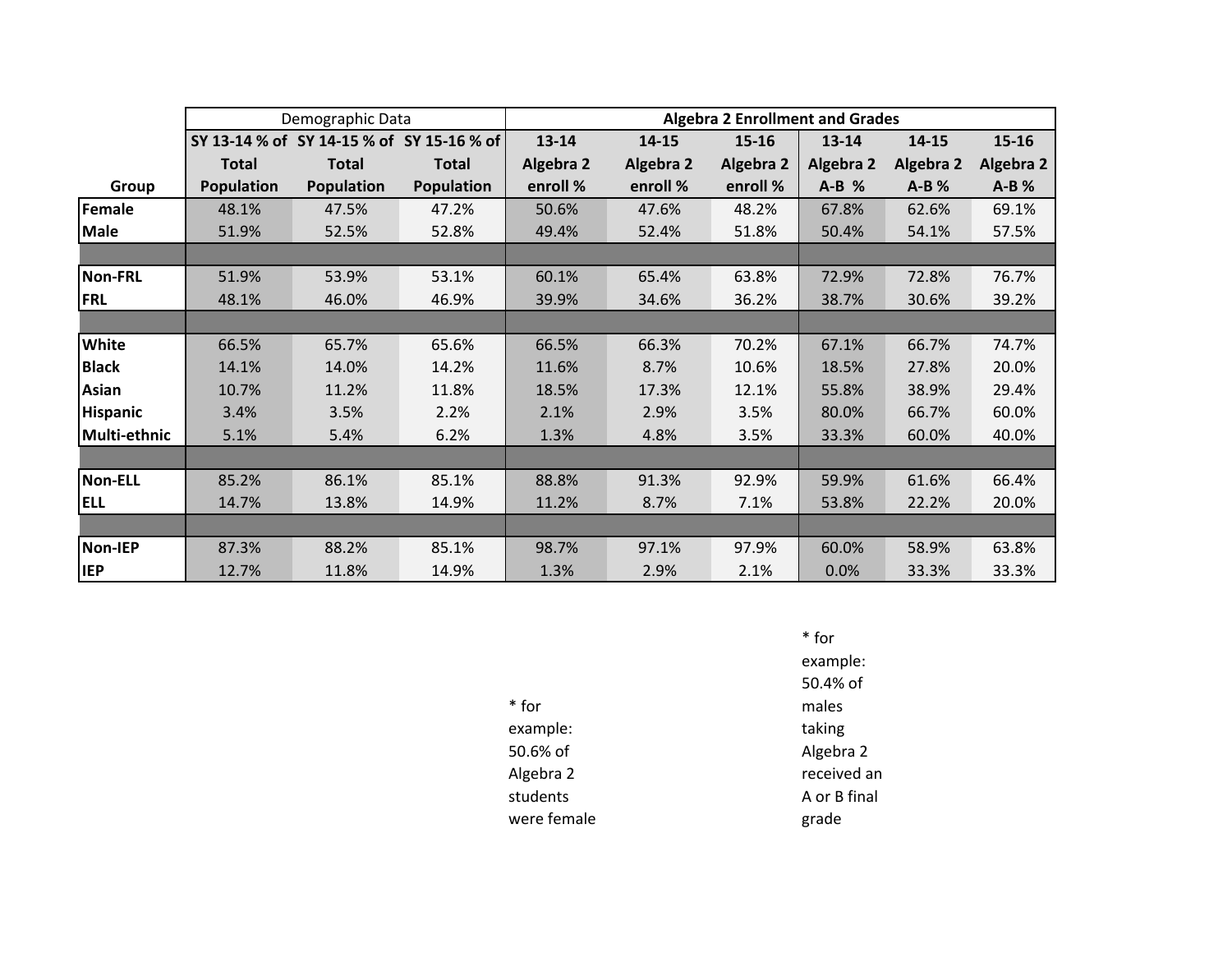| Group | Demographic Data | | | Algebra 2 Enrollment and Grades | | | | | |
|---|---|---|---|---|---|---|---|---|---|
| | SY 13-14 % of Total Population | SY 14-15 % of Total Population | SY 15-16 % of Total Population | 13-14 Algebra 2 enroll % | 14-15 Algebra 2 enroll % | 15-16 Algebra 2 enroll % | 13-14 Algebra 2 A-B % | 14-15 Algebra 2 A-B % | 15-16 Algebra 2 A-B % |
| **Female** | 48.1% | 47.5% | 47.2% | 50.6% | 47.6% | 48.2% | 67.8% | 62.6% | 69.1% |
| **Male** | 51.9% | 52.5% | 52.8% | 49.4% | 52.4% | 51.8% | 50.4% | 54.1% | 57.5% |
| | | | | | | | | | |
| **Non-FRL** | 51.9% | 53.9% | 53.1% | 60.1% | 65.4% | 63.8% | 72.9% | 72.8% | 76.7% |
| **FRL** | 48.1% | 46.0% | 46.9% | 39.9% | 34.6% | 36.2% | 38.7% | 30.6% | 39.2% |
| | | | | | | | | | |
| **White** | 66.5% | 65.7% | 65.6% | 66.5% | 66.3% | 70.2% | 67.1% | 66.7% | 74.7% |
| **Black** | 14.1% | 14.0% | 14.2% | 11.6% | 8.7% | 10.6% | 18.5% | 27.8% | 20.0% |
| **Asian** | 10.7% | 11.2% | 11.8% | 18.5% | 17.3% | 12.1% | 55.8% | 38.9% | 29.4% |
| **Hispanic** | 3.4% | 3.5% | 2.2% | 2.1% | 2.9% | 3.5% | 80.0% | 66.7% | 60.0% |
| **Multi-ethnic** | 5.1% | 5.4% | 6.2% | 1.3% | 4.8% | 3.5% | 33.3% | 60.0% | 40.0% |
| | | | | | | | | | |
| **Non-ELL** | 85.2% | 86.1% | 85.1% | 88.8% | 91.3% | 92.9% | 59.9% | 61.6% | 66.4% |
| **ELL** | 14.7% | 13.8% | 14.9% | 11.2% | 8.7% | 7.1% | 53.8% | 22.2% | 20.0% |
| | | | | | | | | | |
| **Non-IEP** | 87.3% | 88.2% | 85.1% | 98.7% | 97.1% | 97.9% | 60.0% | 58.9% | 63.8% |
| **IEP** | 12.7% | 11.8% | 14.9% | 1.3% | 2.9% | 2.1% | 0.0% | 33.3% | 33.3% |

* for example: 50.6% of Algebra 2 students were female

* for example: 50.4% of males taking Algebra 2 received an A or B final grade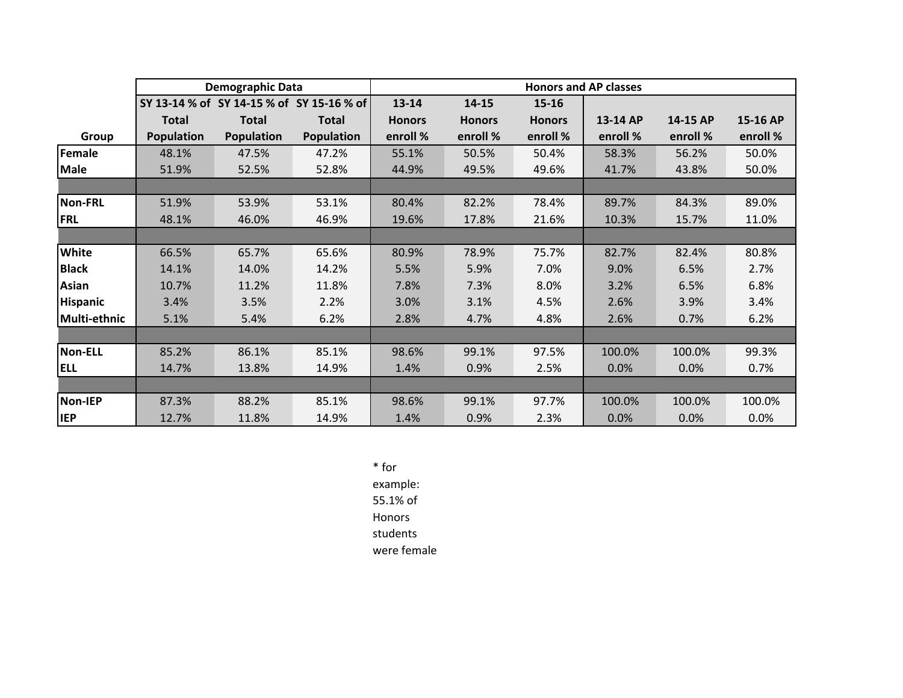| | Demographic Data | | | Honors and AP classes | | | | | |
|---|---|---|---|---|---|---|---|---|---|
| Group | SY 13-14 % of Total Population | SY 14-15 % of Total Population | SY 15-16 % of Total Population | 13-14 Honors enroll % | 14-15 Honors enroll % | 15-16 Honors enroll % | 13-14 AP enroll % | 14-15 AP enroll % | 15-16 AP enroll % |
| **Female** | 48.1% | 47.5% | 47.2% | 55.1% | 50.5% | 50.4% | 58.3% | 56.2% | 50.0% |
| **Male** | 51.9% | 52.5% | 52.8% | 44.9% | 49.5% | 49.6% | 41.7% | 43.8% | 50.0% |
| | | | | | | | | | |
| **Non-FRL** | 51.9% | 53.9% | 53.1% | 80.4% | 82.2% | 78.4% | 89.7% | 84.3% | 89.0% |
| **FRL** | 48.1% | 46.0% | 46.9% | 19.6% | 17.8% | 21.6% | 10.3% | 15.7% | 11.0% |
| | | | | | | | | | |
| **White** | 66.5% | 65.7% | 65.6% | 80.9% | 78.9% | 75.7% | 82.7% | 82.4% | 80.8% |
| **Black** | 14.1% | 14.0% | 14.2% | 5.5% | 5.9% | 7.0% | 9.0% | 6.5% | 2.7% |
| **Asian** | 10.7% | 11.2% | 11.8% | 7.8% | 7.3% | 8.0% | 3.2% | 6.5% | 6.8% |
| **Hispanic** | 3.4% | 3.5% | 2.2% | 3.0% | 3.1% | 4.5% | 2.6% | 3.9% | 3.4% |
| **Multi-ethnic** | 5.1% | 5.4% | 6.2% | 2.8% | 4.7% | 4.8% | 2.6% | 0.7% | 6.2% |
| | | | | | | | | | |
| **Non-ELL** | 85.2% | 86.1% | 85.1% | 98.6% | 99.1% | 97.5% | 100.0% | 100.0% | 99.3% |
| **ELL** | 14.7% | 13.8% | 14.9% | 1.4% | 0.9% | 2.5% | 0.0% | 0.0% | 0.7% |
| | | | | | | | | | |
| **Non-IEP** | 87.3% | 88.2% | 85.1% | 98.6% | 99.1% | 97.7% | 100.0% | 100.0% | 100.0% |
| **IEP** | 12.7% | 11.8% | 14.9% | 1.4% | 0.9% | 2.3% | 0.0% | 0.0% | 0.0% |

* for example: 55.1% of Honors students were female